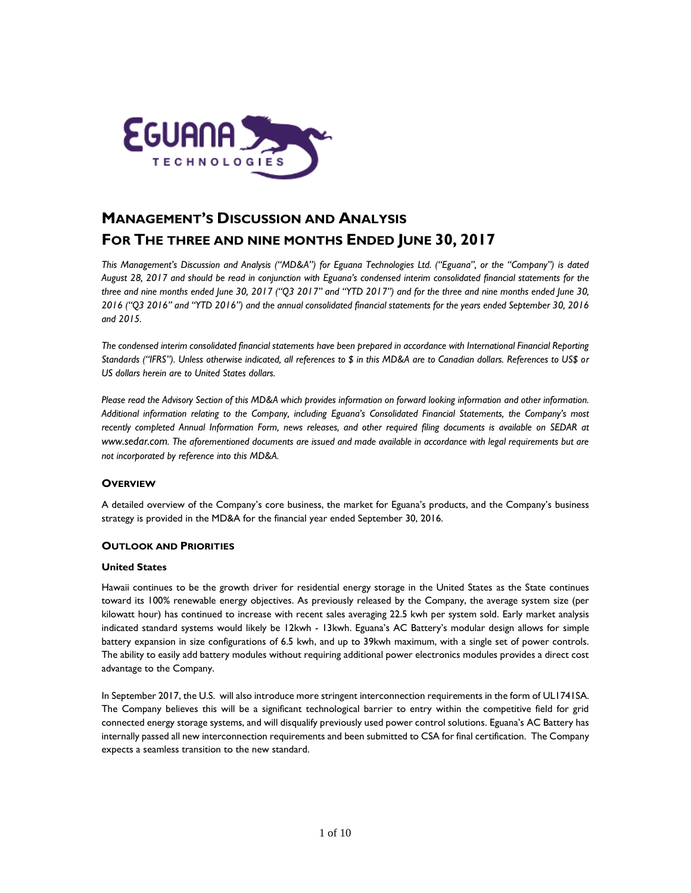# MANAGEMENT'S DISCUSSION AND ANALYSIS
# FOR THE THREE AND NINE MONTHS ENDED JUNE 30, 2017

*This Management's Discussion and Analysis ("MD&A") for Eguana Technologies Ltd. ("Eguana", or the "Company") is dated August 28, 2017 and should be read in conjunction with Eguana's condensed interim consolidated financial statements for the three and nine months ended June 30, 2017 ("Q3 2017" and "YTD 2017") and for the three and nine months ended June 30, 2016 ("Q3 2016" and "YTD 2016") and the annual consolidated financial statements for the years ended September 30, 2016 and 2015.*

*The condensed interim consolidated financial statements have been prepared in accordance with International Financial Reporting Standards ("IFRS"). Unless otherwise indicated, all references to $ in this MD&A are to Canadian dollars. References to US$ or US dollars herein are to United States dollars.*

*Please read the Advisory Section of this MD&A which provides information on forward looking information and other information. Additional information relating to the Company, including Eguana's Consolidated Financial Statements, the Company's most recently completed Annual Information Form, news releases, and other required filing documents is available on SEDAR at www.sedar.com. The aforementioned documents are issued and made available in accordance with legal requirements but are not incorporated by reference into this MD&A.*

## OVERVIEW

A detailed overview of the Company's core business, the market for Eguana's products, and the Company's business strategy is provided in the MD&A for the financial year ended September 30, 2016.

## OUTLOOK AND PRIORITIES

### United States

Hawaii continues to be the growth driver for residential energy storage in the United States as the State continues toward its 100% renewable energy objectives. As previously released by the Company, the average system size (per kilowatt hour) has continued to increase with recent sales averaging 22.5 kwh per system sold. Early market analysis indicated standard systems would likely be 12kwh - 13kwh. Eguana's AC Battery's modular design allows for simple battery expansion in size configurations of 6.5 kwh, and up to 39kwh maximum, with a single set of power controls. The ability to easily add battery modules without requiring additional power electronics modules provides a direct cost advantage to the Company.

In September 2017, the U.S. will also introduce more stringent interconnection requirements in the form of UL1741SA. The Company believes this will be a significant technological barrier to entry within the competitive field for grid connected energy storage systems, and will disqualify previously used power control solutions. Eguana's AC Battery has internally passed all new interconnection requirements and been submitted to CSA for final certification. The Company expects a seamless transition to the new standard.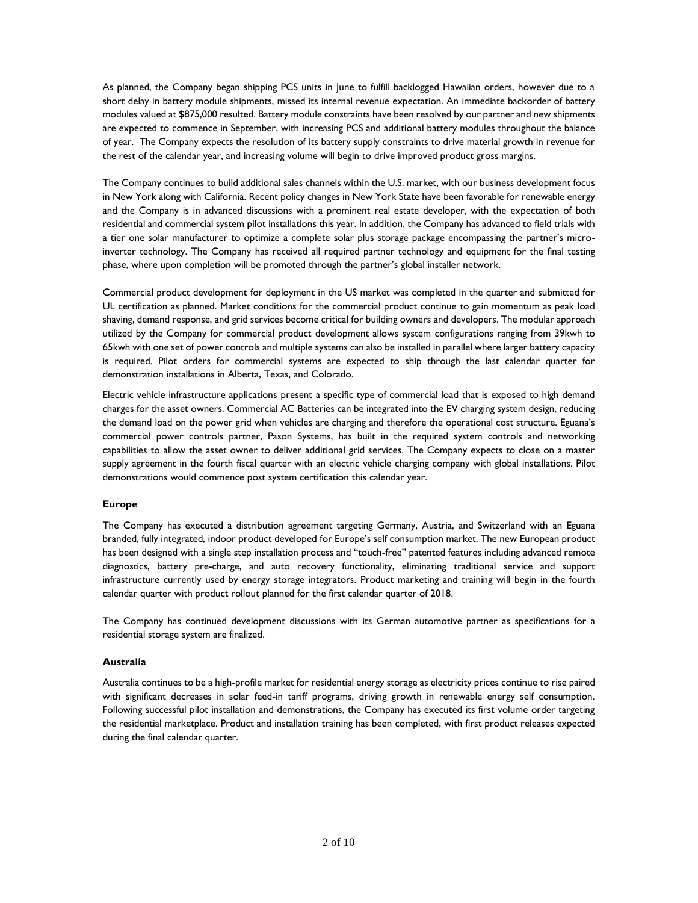As planned, the Company began shipping PCS units in June to fulfill backlogged Hawaiian orders, however due to a short delay in battery module shipments, missed its internal revenue expectation. An immediate backorder of battery modules valued at $875,000 resulted. Battery module constraints have been resolved by our partner and new shipments are expected to commence in September, with increasing PCS and additional battery modules throughout the balance of year. The Company expects the resolution of its battery supply constraints to drive material growth in revenue for the rest of the calendar year, and increasing volume will begin to drive improved product gross margins.

The Company continues to build additional sales channels within the U.S. market, with our business development focus in New York along with California. Recent policy changes in New York State have been favorable for renewable energy and the Company is in advanced discussions with a prominent real estate developer, with the expectation of both residential and commercial system pilot installations this year. In addition, the Company has advanced to field trials with a tier one solar manufacturer to optimize a complete solar plus storage package encompassing the partner's micro-inverter technology. The Company has received all required partner technology and equipment for the final testing phase, where upon completion will be promoted through the partner's global installer network.

Commercial product development for deployment in the US market was completed in the quarter and submitted for UL certification as planned. Market conditions for the commercial product continue to gain momentum as peak load shaving, demand response, and grid services become critical for building owners and developers. The modular approach utilized by the Company for commercial product development allows system configurations ranging from 39kwh to 65kwh with one set of power controls and multiple systems can also be installed in parallel where larger battery capacity is required. Pilot orders for commercial systems are expected to ship through the last calendar quarter for demonstration installations in Alberta, Texas, and Colorado.

Electric vehicle infrastructure applications present a specific type of commercial load that is exposed to high demand charges for the asset owners. Commercial AC Batteries can be integrated into the EV charging system design, reducing the demand load on the power grid when vehicles are charging and therefore the operational cost structure. Eguana's commercial power controls partner, Pason Systems, has built in the required system controls and networking capabilities to allow the asset owner to deliver additional grid services. The Company expects to close on a master supply agreement in the fourth fiscal quarter with an electric vehicle charging company with global installations. Pilot demonstrations would commence post system certification this calendar year.

**Europe**

The Company has executed a distribution agreement targeting Germany, Austria, and Switzerland with an Eguana branded, fully integrated, indoor product developed for Europe's self consumption market. The new European product has been designed with a single step installation process and "touch-free" patented features including advanced remote diagnostics, battery pre-charge, and auto recovery functionality, eliminating traditional service and support infrastructure currently used by energy storage integrators. Product marketing and training will begin in the fourth calendar quarter with product rollout planned for the first calendar quarter of 2018.

The Company has continued development discussions with its German automotive partner as specifications for a residential storage system are finalized.

**Australia**

Australia continues to be a high-profile market for residential energy storage as electricity prices continue to rise paired with significant decreases in solar feed-in tariff programs, driving growth in renewable energy self consumption. Following successful pilot installation and demonstrations, the Company has executed its first volume order targeting the residential marketplace. Product and installation training has been completed, with first product releases expected during the final calendar quarter.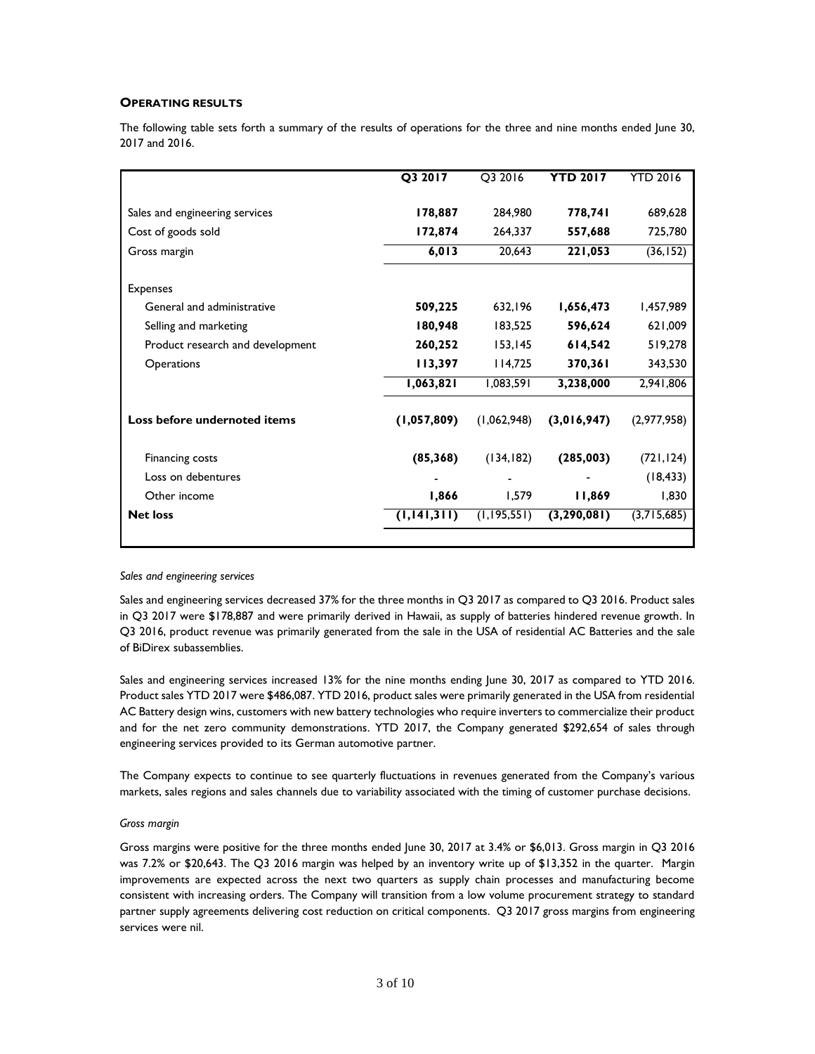## OPERATING RESULTS

The following table sets forth a summary of the results of operations for the three and nine months ended June 30, 2017 and 2016.

| | **Q3 2017** | Q3 2016 | **YTD 2017** | YTD 2016 |
|---|---|---|---|---|
| Sales and engineering services | **178,887** | 284,980 | **778,741** | 689,628 |
| Cost of goods sold | **172,874** | 264,337 | **557,688** | 725,780 |
| Gross margin | **6,013** | 20,643 | **221,053** | (36,152) |
| Expenses | | | | |
| General and administrative | **509,225** | 632,196 | **1,656,473** | 1,457,989 |
| Selling and marketing | **180,948** | 183,525 | **596,624** | 621,009 |
| Product research and development | **260,252** | 153,145 | **614,542** | 519,278 |
| Operations | **113,397** | 114,725 | **370,361** | 343,530 |
| | **1,063,821** | 1,083,591 | **3,238,000** | 2,941,806 |
| **Loss before undernoted items** | **(1,057,809)** | (1,062,948) | **(3,016,947)** | (2,977,958) |
| Financing costs | **(85,368)** | (134,182) | **(285,003)** | (721,124) |
| Loss on debentures | **-** | - | **-** | (18,433) |
| Other income | **1,866** | 1,579 | **11,869** | 1,830 |
| **Net loss** | **(1,141,311)** | (1,195,551) | **(3,290,081)** | (3,715,685) |

*Sales and engineering services*

Sales and engineering services decreased 37% for the three months in Q3 2017 as compared to Q3 2016. Product sales in Q3 2017 were $178,887 and were primarily derived in Hawaii, as supply of batteries hindered revenue growth. In Q3 2016, product revenue was primarily generated from the sale in the USA of residential AC Batteries and the sale of BiDirex subassemblies.

Sales and engineering services increased 13% for the nine months ending June 30, 2017 as compared to YTD 2016. Product sales YTD 2017 were $486,087. YTD 2016, product sales were primarily generated in the USA from residential AC Battery design wins, customers with new battery technologies who require inverters to commercialize their product and for the net zero community demonstrations. YTD 2017, the Company generated $292,654 of sales through engineering services provided to its German automotive partner.

The Company expects to continue to see quarterly fluctuations in revenues generated from the Company's various markets, sales regions and sales channels due to variability associated with the timing of customer purchase decisions.

*Gross margin*

Gross margins were positive for the three months ended June 30, 2017 at 3.4% or $6,013. Gross margin in Q3 2016 was 7.2% or $20,643. The Q3 2016 margin was helped by an inventory write up of $13,352 in the quarter. Margin improvements are expected across the next two quarters as supply chain processes and manufacturing become consistent with increasing orders. The Company will transition from a low volume procurement strategy to standard partner supply agreements delivering cost reduction on critical components. Q3 2017 gross margins from engineering services were nil.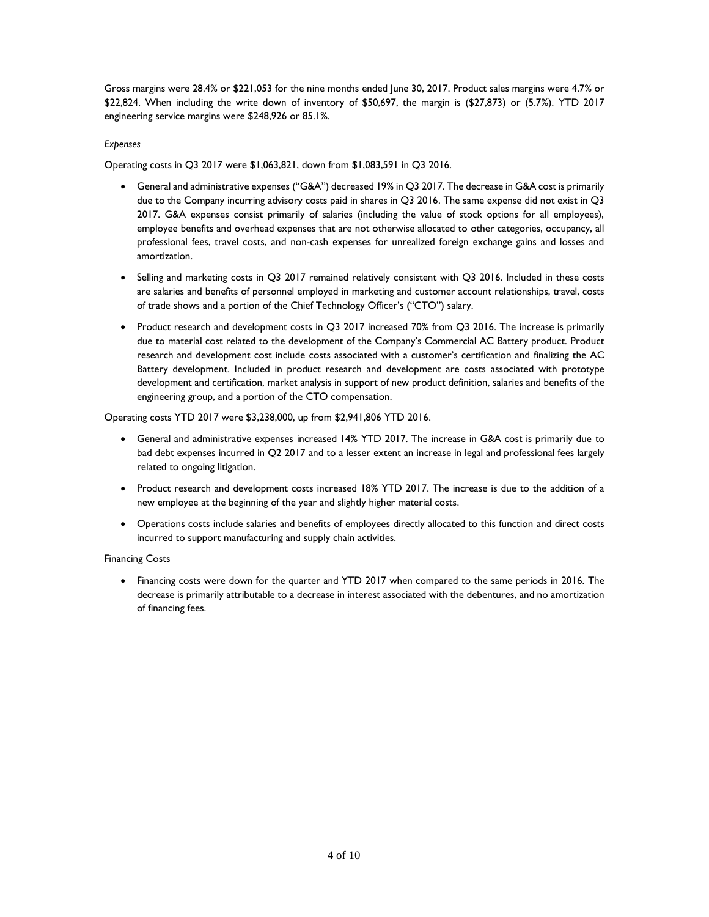Gross margins were 28.4% or $221,053 for the nine months ended June 30, 2017. Product sales margins were 4.7% or $22,824. When including the write down of inventory of $50,697, the margin is ($27,873) or (5.7%). YTD 2017 engineering service margins were $248,926 or 85.1%.

*Expenses*

Operating costs in Q3 2017 were $1,063,821, down from $1,083,591 in Q3 2016.

- General and administrative expenses ("G&A") decreased 19% in Q3 2017. The decrease in G&A cost is primarily due to the Company incurring advisory costs paid in shares in Q3 2016. The same expense did not exist in Q3 2017. G&A expenses consist primarily of salaries (including the value of stock options for all employees), employee benefits and overhead expenses that are not otherwise allocated to other categories, occupancy, all professional fees, travel costs, and non-cash expenses for unrealized foreign exchange gains and losses and amortization.
- Selling and marketing costs in Q3 2017 remained relatively consistent with Q3 2016. Included in these costs are salaries and benefits of personnel employed in marketing and customer account relationships, travel, costs of trade shows and a portion of the Chief Technology Officer's ("CTO") salary.
- Product research and development costs in Q3 2017 increased 70% from Q3 2016. The increase is primarily due to material cost related to the development of the Company's Commercial AC Battery product. Product research and development cost include costs associated with a customer's certification and finalizing the AC Battery development. Included in product research and development are costs associated with prototype development and certification, market analysis in support of new product definition, salaries and benefits of the engineering group, and a portion of the CTO compensation.

Operating costs YTD 2017 were $3,238,000, up from $2,941,806 YTD 2016.

- General and administrative expenses increased 14% YTD 2017. The increase in G&A cost is primarily due to bad debt expenses incurred in Q2 2017 and to a lesser extent an increase in legal and professional fees largely related to ongoing litigation.
- Product research and development costs increased 18% YTD 2017. The increase is due to the addition of a new employee at the beginning of the year and slightly higher material costs.
- Operations costs include salaries and benefits of employees directly allocated to this function and direct costs incurred to support manufacturing and supply chain activities.

Financing Costs

- Financing costs were down for the quarter and YTD 2017 when compared to the same periods in 2016. The decrease is primarily attributable to a decrease in interest associated with the debentures, and no amortization of financing fees.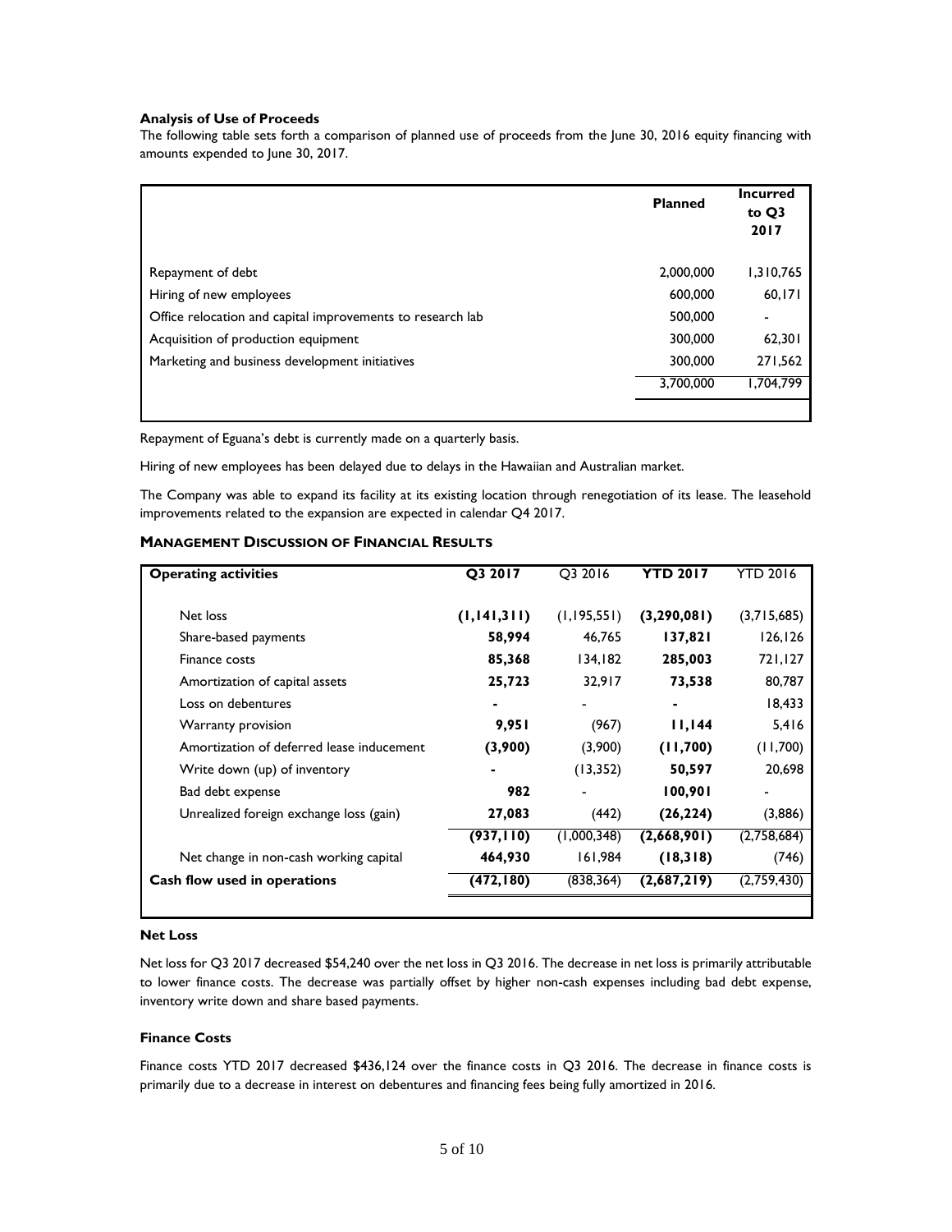**Analysis of Use of Proceeds**

The following table sets forth a comparison of planned use of proceeds from the June 30, 2016 equity financing with amounts expended to June 30, 2017.

| | **Planned** | **Incurred to Q3 2017** |
|---|---|---|
| Repayment of debt | 2,000,000 | 1,310,765 |
| Hiring of new employees | 600,000 | 60,171 |
| Office relocation and capital improvements to research lab | 500,000 | - |
| Acquisition of production equipment | 300,000 | 62,301 |
| Marketing and business development initiatives | 300,000 | 271,562 |
| | 3,700,000 | 1,704,799 |

Repayment of Eguana's debt is currently made on a quarterly basis.

Hiring of new employees has been delayed due to delays in the Hawaiian and Australian market.

The Company was able to expand its facility at its existing location through renegotiation of its lease. The leasehold improvements related to the expansion are expected in calendar Q4 2017.

## MANAGEMENT DISCUSSION OF FINANCIAL RESULTS

| **Operating activities** | **Q3 2017** | Q3 2016 | **YTD 2017** | YTD 2016 |
|---|---|---|---|---|
| Net loss | **(1,141,311)** | (1,195,551) | **(3,290,081)** | (3,715,685) |
| Share-based payments | **58,994** | 46,765 | **137,821** | 126,126 |
| Finance costs | **85,368** | 134,182 | **285,003** | 721,127 |
| Amortization of capital assets | **25,723** | 32,917 | **73,538** | 80,787 |
| Loss on debentures | **-** | - | **-** | 18,433 |
| Warranty provision | **9,951** | (967) | **11,144** | 5,416 |
| Amortization of deferred lease inducement | **(3,900)** | (3,900) | **(11,700)** | (11,700) |
| Write down (up) of inventory | **-** | (13,352) | **50,597** | 20,698 |
| Bad debt expense | **982** | - | **100,901** | - |
| Unrealized foreign exchange loss (gain) | **27,083** | (442) | **(26,224)** | (3,886) |
| | **(937,110)** | (1,000,348) | **(2,668,901)** | (2,758,684) |
| Net change in non-cash working capital | **464,930** | 161,984 | **(18,318)** | (746) |
| **Cash flow used in operations** | **(472,180)** | (838,364) | **(2,687,219)** | (2,759,430) |

**Net Loss**

Net loss for Q3 2017 decreased $54,240 over the net loss in Q3 2016. The decrease in net loss is primarily attributable to lower finance costs. The decrease was partially offset by higher non-cash expenses including bad debt expense, inventory write down and share based payments.

**Finance Costs**

Finance costs YTD 2017 decreased $436,124 over the finance costs in Q3 2016. The decrease in finance costs is primarily due to a decrease in interest on debentures and financing fees being fully amortized in 2016.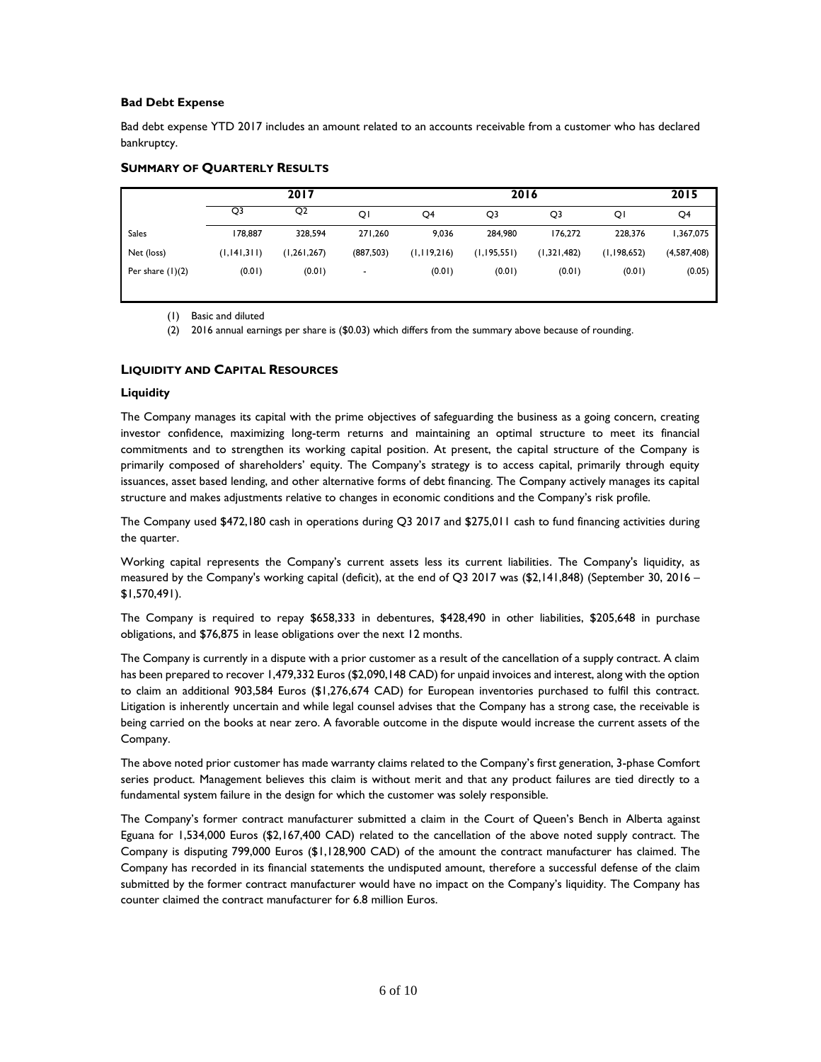**Bad Debt Expense**

Bad debt expense YTD 2017 includes an amount related to an accounts receivable from a customer who has declared bankruptcy.

## SUMMARY OF QUARTERLY RESULTS

| | 2017 | | | 2016 | | | | 2015 |
|---|---|---|---|---|---|---|---|---|
| | Q3 | Q2 | Q1 | Q4 | Q3 | Q3 | Q1 | Q4 |
| Sales | 178,887 | 328,594 | 271,260 | 9,036 | 284,980 | 176,272 | 228,376 | 1,367,075 |
| Net (loss) | (1,141,311) | (1,261,267) | (887,503) | (1,119,216) | (1,195,551) | (1,321,482) | (1,198,652) | (4,587,408) |
| Per share (1)(2) | (0.01) | (0.01) | - | (0.01) | (0.01) | (0.01) | (0.01) | (0.05) |

(1) Basic and diluted

(2) 2016 annual earnings per share is ($0.03) which differs from the summary above because of rounding.

## LIQUIDITY AND CAPITAL RESOURCES

### Liquidity

The Company manages its capital with the prime objectives of safeguarding the business as a going concern, creating investor confidence, maximizing long-term returns and maintaining an optimal structure to meet its financial commitments and to strengthen its working capital position. At present, the capital structure of the Company is primarily composed of shareholders' equity. The Company's strategy is to access capital, primarily through equity issuances, asset based lending, and other alternative forms of debt financing. The Company actively manages its capital structure and makes adjustments relative to changes in economic conditions and the Company's risk profile.

The Company used $472,180 cash in operations during Q3 2017 and $275,011 cash to fund financing activities during the quarter.

Working capital represents the Company's current assets less its current liabilities. The Company's liquidity, as measured by the Company's working capital (deficit), at the end of Q3 2017 was ($2,141,848) (September 30, 2016 – $1,570,491).

The Company is required to repay $658,333 in debentures, $428,490 in other liabilities, $205,648 in purchase obligations, and $76,875 in lease obligations over the next 12 months.

The Company is currently in a dispute with a prior customer as a result of the cancellation of a supply contract. A claim has been prepared to recover 1,479,332 Euros ($2,090,148 CAD) for unpaid invoices and interest, along with the option to claim an additional 903,584 Euros ($1,276,674 CAD) for European inventories purchased to fulfil this contract. Litigation is inherently uncertain and while legal counsel advises that the Company has a strong case, the receivable is being carried on the books at near zero. A favorable outcome in the dispute would increase the current assets of the Company.

The above noted prior customer has made warranty claims related to the Company's first generation, 3-phase Comfort series product. Management believes this claim is without merit and that any product failures are tied directly to a fundamental system failure in the design for which the customer was solely responsible.

The Company's former contract manufacturer submitted a claim in the Court of Queen's Bench in Alberta against Eguana for 1,534,000 Euros ($2,167,400 CAD) related to the cancellation of the above noted supply contract. The Company is disputing 799,000 Euros ($1,128,900 CAD) of the amount the contract manufacturer has claimed. The Company has recorded in its financial statements the undisputed amount, therefore a successful defense of the claim submitted by the former contract manufacturer would have no impact on the Company's liquidity. The Company has counter claimed the contract manufacturer for 6.8 million Euros.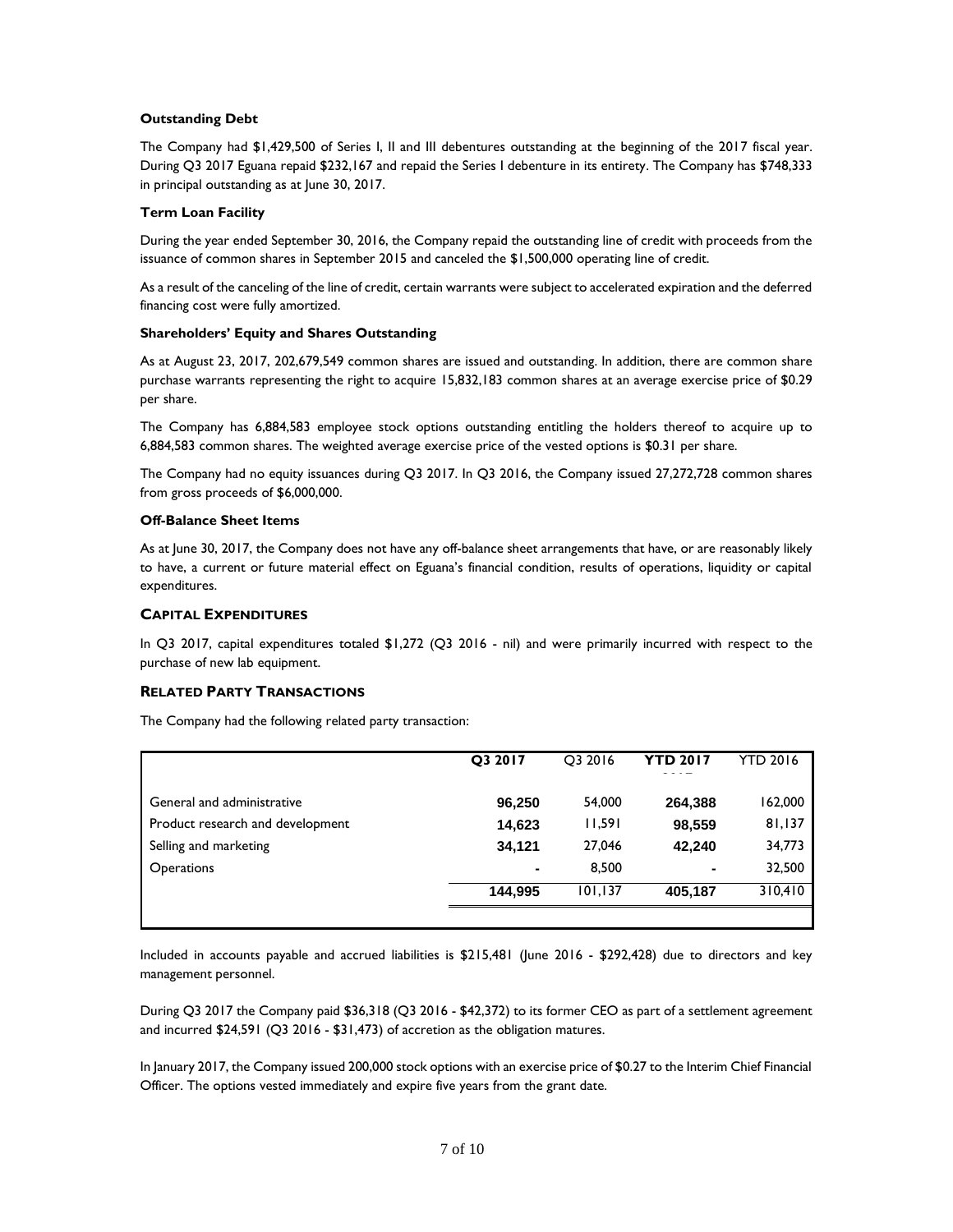**Outstanding Debt**

The Company had $1,429,500 of Series I, II and III debentures outstanding at the beginning of the 2017 fiscal year. During Q3 2017 Eguana repaid $232,167 and repaid the Series I debenture in its entirety. The Company has $748,333 in principal outstanding as at June 30, 2017.

**Term Loan Facility**

During the year ended September 30, 2016, the Company repaid the outstanding line of credit with proceeds from the issuance of common shares in September 2015 and canceled the $1,500,000 operating line of credit.

As a result of the canceling of the line of credit, certain warrants were subject to accelerated expiration and the deferred financing cost were fully amortized.

**Shareholders' Equity and Shares Outstanding**

As at August 23, 2017, 202,679,549 common shares are issued and outstanding. In addition, there are common share purchase warrants representing the right to acquire 15,832,183 common shares at an average exercise price of $0.29 per share.

The Company has 6,884,583 employee stock options outstanding entitling the holders thereof to acquire up to 6,884,583 common shares. The weighted average exercise price of the vested options is $0.31 per share.

The Company had no equity issuances during Q3 2017. In Q3 2016, the Company issued 27,272,728 common shares from gross proceeds of $6,000,000.

**Off-Balance Sheet Items**

As at June 30, 2017, the Company does not have any off-balance sheet arrangements that have, or are reasonably likely to have, a current or future material effect on Eguana's financial condition, results of operations, liquidity or capital expenditures.

## CAPITAL EXPENDITURES

In Q3 2017, capital expenditures totaled $1,272 (Q3 2016 - nil) and were primarily incurred with respect to the purchase of new lab equipment.

## RELATED PARTY TRANSACTIONS

The Company had the following related party transaction:

| | **Q3 2017** | Q3 2016 | **YTD 2017** | YTD 2016 |
|---|---|---|---|---|
| General and administrative | **96,250** | 54,000 | **264,388** | 162,000 |
| Product research and development | **14,623** | 11,591 | **98,559** | 81,137 |
| Selling and marketing | **34,121** | 27,046 | **42,240** | 34,773 |
| Operations | **-** | 8,500 | **-** | 32,500 |
| | **144,995** | 101,137 | **405,187** | 310,410 |

Included in accounts payable and accrued liabilities is $215,481 (June 2016 - $292,428) due to directors and key management personnel.

During Q3 2017 the Company paid $36,318 (Q3 2016 - $42,372) to its former CEO as part of a settlement agreement and incurred $24,591 (Q3 2016 - $31,473) of accretion as the obligation matures.

In January 2017, the Company issued 200,000 stock options with an exercise price of $0.27 to the Interim Chief Financial Officer. The options vested immediately and expire five years from the grant date.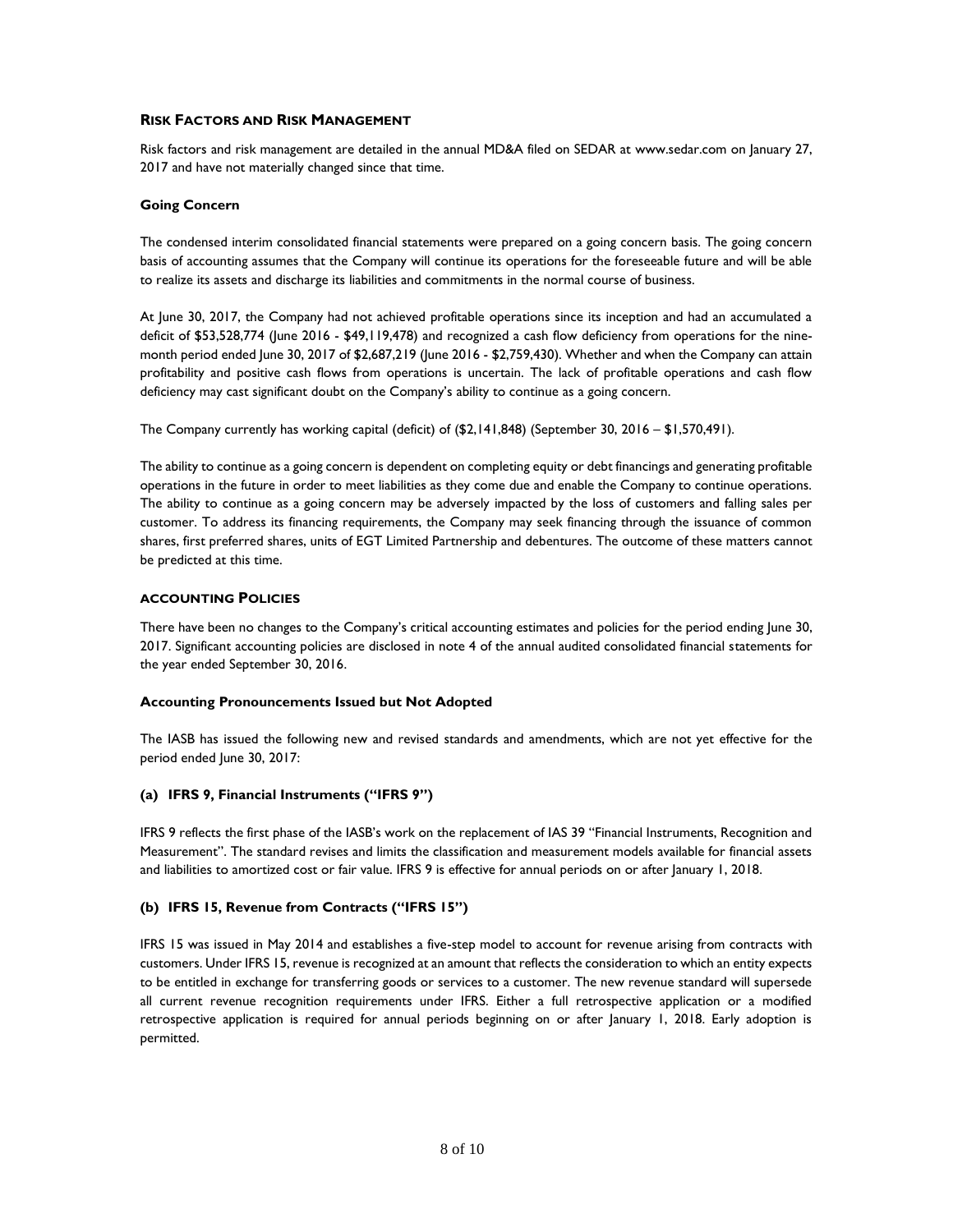## Risk Factors and Risk Management

Risk factors and risk management are detailed in the annual MD&A filed on SEDAR at www.sedar.com on January 27, 2017 and have not materially changed since that time.

### Going Concern

The condensed interim consolidated financial statements were prepared on a going concern basis. The going concern basis of accounting assumes that the Company will continue its operations for the foreseeable future and will be able to realize its assets and discharge its liabilities and commitments in the normal course of business.

At June 30, 2017, the Company had not achieved profitable operations since its inception and had an accumulated a deficit of $53,528,774 (June 2016 - $49,119,478) and recognized a cash flow deficiency from operations for the nine-month period ended June 30, 2017 of $2,687,219 (June 2016 - $2,759,430). Whether and when the Company can attain profitability and positive cash flows from operations is uncertain. The lack of profitable operations and cash flow deficiency may cast significant doubt on the Company's ability to continue as a going concern.

The Company currently has working capital (deficit) of ($2,141,848) (September 30, 2016 – $1,570,491).

The ability to continue as a going concern is dependent on completing equity or debt financings and generating profitable operations in the future in order to meet liabilities as they come due and enable the Company to continue operations. The ability to continue as a going concern may be adversely impacted by the loss of customers and falling sales per customer. To address its financing requirements, the Company may seek financing through the issuance of common shares, first preferred shares, units of EGT Limited Partnership and debentures. The outcome of these matters cannot be predicted at this time.

## Accounting Policies

There have been no changes to the Company's critical accounting estimates and policies for the period ending June 30, 2017. Significant accounting policies are disclosed in note 4 of the annual audited consolidated financial statements for the year ended September 30, 2016.

### Accounting Pronouncements Issued but Not Adopted

The IASB has issued the following new and revised standards and amendments, which are not yet effective for the period ended June 30, 2017:

#### (a) IFRS 9, Financial Instruments ("IFRS 9")

IFRS 9 reflects the first phase of the IASB's work on the replacement of IAS 39 "Financial Instruments, Recognition and Measurement". The standard revises and limits the classification and measurement models available for financial assets and liabilities to amortized cost or fair value. IFRS 9 is effective for annual periods on or after January 1, 2018.

#### (b) IFRS 15, Revenue from Contracts ("IFRS 15")

IFRS 15 was issued in May 2014 and establishes a five-step model to account for revenue arising from contracts with customers. Under IFRS 15, revenue is recognized at an amount that reflects the consideration to which an entity expects to be entitled in exchange for transferring goods or services to a customer. The new revenue standard will supersede all current revenue recognition requirements under IFRS. Either a full retrospective application or a modified retrospective application is required for annual periods beginning on or after January 1, 2018. Early adoption is permitted.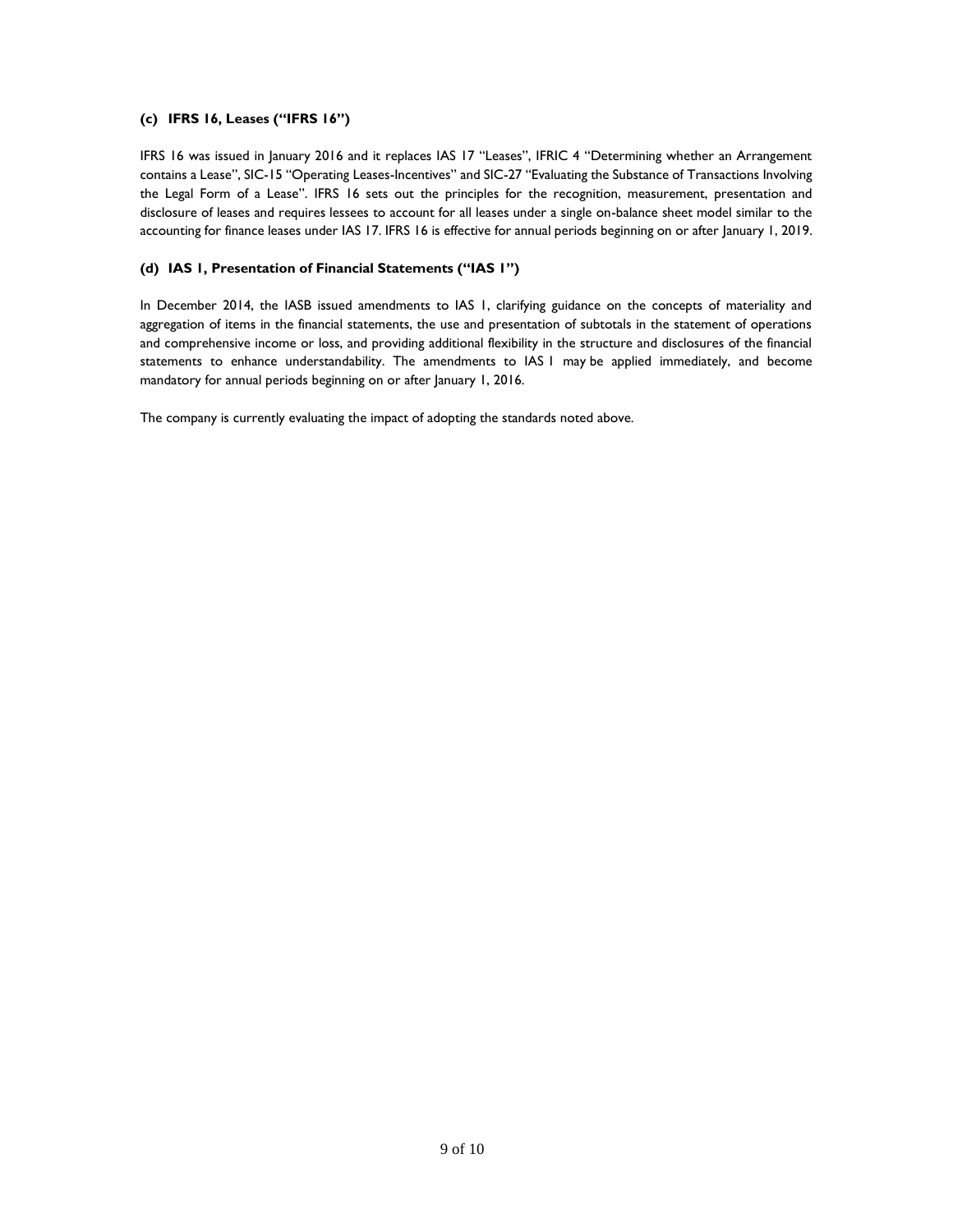### (c) IFRS 16, Leases ("IFRS 16")

IFRS 16 was issued in January 2016 and it replaces IAS 17 "Leases", IFRIC 4 "Determining whether an Arrangement contains a Lease", SIC-15 "Operating Leases-Incentives" and SIC-27 "Evaluating the Substance of Transactions Involving the Legal Form of a Lease". IFRS 16 sets out the principles for the recognition, measurement, presentation and disclosure of leases and requires lessees to account for all leases under a single on-balance sheet model similar to the accounting for finance leases under IAS 17. IFRS 16 is effective for annual periods beginning on or after January 1, 2019.

### (d) IAS 1, Presentation of Financial Statements ("IAS 1")

In December 2014, the IASB issued amendments to IAS 1, clarifying guidance on the concepts of materiality and aggregation of items in the financial statements, the use and presentation of subtotals in the statement of operations and comprehensive income or loss, and providing additional flexibility in the structure and disclosures of the financial statements to enhance understandability. The amendments to IAS 1 may be applied immediately, and become mandatory for annual periods beginning on or after January 1, 2016.

The company is currently evaluating the impact of adopting the standards noted above.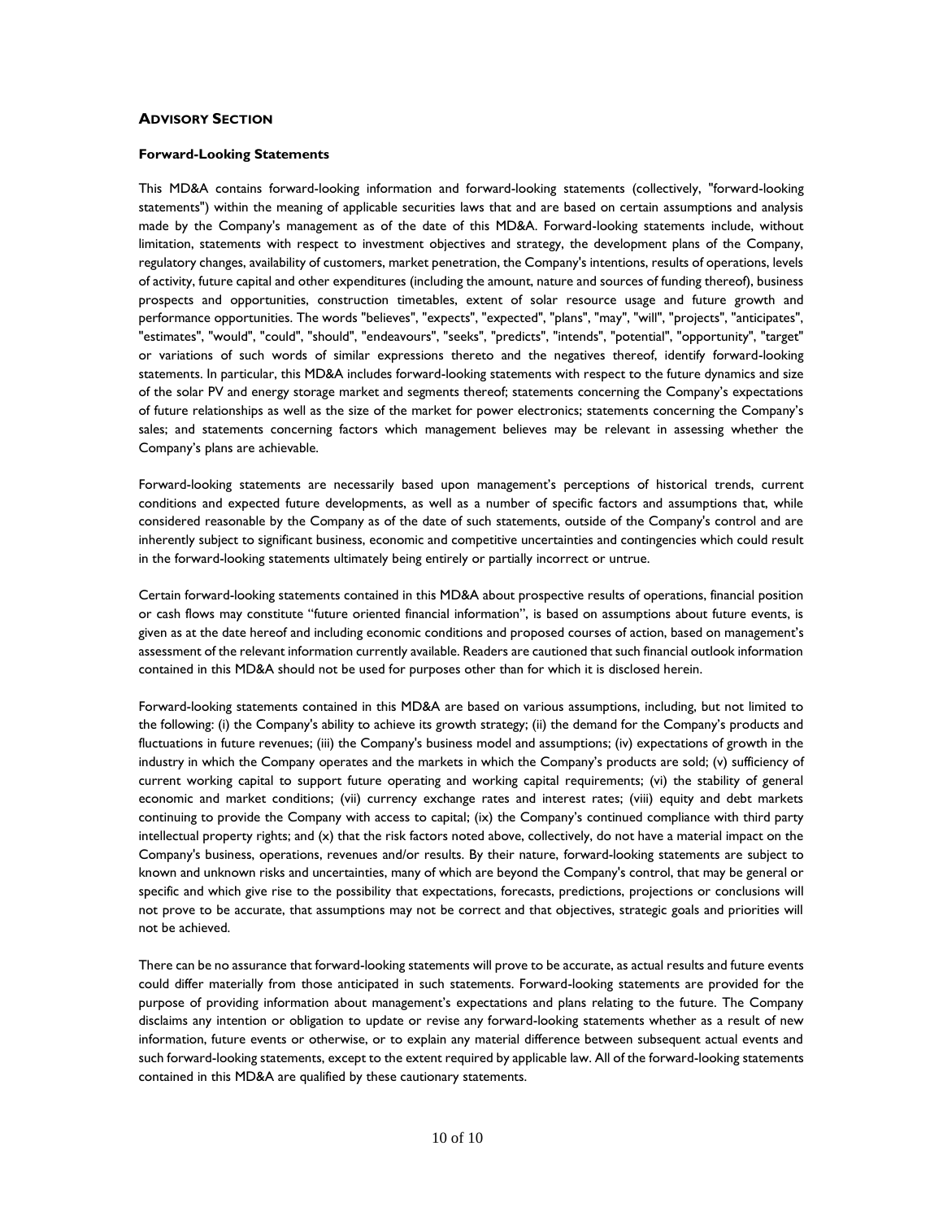## ADVISORY SECTION

### Forward-Looking Statements

This MD&A contains forward-looking information and forward-looking statements (collectively, "forward-looking statements") within the meaning of applicable securities laws that and are based on certain assumptions and analysis made by the Company's management as of the date of this MD&A. Forward-looking statements include, without limitation, statements with respect to investment objectives and strategy, the development plans of the Company, regulatory changes, availability of customers, market penetration, the Company's intentions, results of operations, levels of activity, future capital and other expenditures (including the amount, nature and sources of funding thereof), business prospects and opportunities, construction timetables, extent of solar resource usage and future growth and performance opportunities. The words "believes", "expects", "expected", "plans", "may", "will", "projects", "anticipates", "estimates", "would", "could", "should", "endeavours", "seeks", "predicts", "intends", "potential", "opportunity", "target" or variations of such words of similar expressions thereto and the negatives thereof, identify forward-looking statements. In particular, this MD&A includes forward-looking statements with respect to the future dynamics and size of the solar PV and energy storage market and segments thereof; statements concerning the Company's expectations of future relationships as well as the size of the market for power electronics; statements concerning the Company's sales; and statements concerning factors which management believes may be relevant in assessing whether the Company's plans are achievable.

Forward-looking statements are necessarily based upon management's perceptions of historical trends, current conditions and expected future developments, as well as a number of specific factors and assumptions that, while considered reasonable by the Company as of the date of such statements, outside of the Company's control and are inherently subject to significant business, economic and competitive uncertainties and contingencies which could result in the forward-looking statements ultimately being entirely or partially incorrect or untrue.

Certain forward-looking statements contained in this MD&A about prospective results of operations, financial position or cash flows may constitute "future oriented financial information", is based on assumptions about future events, is given as at the date hereof and including economic conditions and proposed courses of action, based on management's assessment of the relevant information currently available. Readers are cautioned that such financial outlook information contained in this MD&A should not be used for purposes other than for which it is disclosed herein.

Forward-looking statements contained in this MD&A are based on various assumptions, including, but not limited to the following: (i) the Company's ability to achieve its growth strategy; (ii) the demand for the Company's products and fluctuations in future revenues; (iii) the Company's business model and assumptions; (iv) expectations of growth in the industry in which the Company operates and the markets in which the Company's products are sold; (v) sufficiency of current working capital to support future operating and working capital requirements; (vi) the stability of general economic and market conditions; (vii) currency exchange rates and interest rates; (viii) equity and debt markets continuing to provide the Company with access to capital; (ix) the Company's continued compliance with third party intellectual property rights; and (x) that the risk factors noted above, collectively, do not have a material impact on the Company's business, operations, revenues and/or results. By their nature, forward-looking statements are subject to known and unknown risks and uncertainties, many of which are beyond the Company's control, that may be general or specific and which give rise to the possibility that expectations, forecasts, predictions, projections or conclusions will not prove to be accurate, that assumptions may not be correct and that objectives, strategic goals and priorities will not be achieved.

There can be no assurance that forward-looking statements will prove to be accurate, as actual results and future events could differ materially from those anticipated in such statements. Forward-looking statements are provided for the purpose of providing information about management's expectations and plans relating to the future. The Company disclaims any intention or obligation to update or revise any forward-looking statements whether as a result of new information, future events or otherwise, or to explain any material difference between subsequent actual events and such forward-looking statements, except to the extent required by applicable law. All of the forward-looking statements contained in this MD&A are qualified by these cautionary statements.